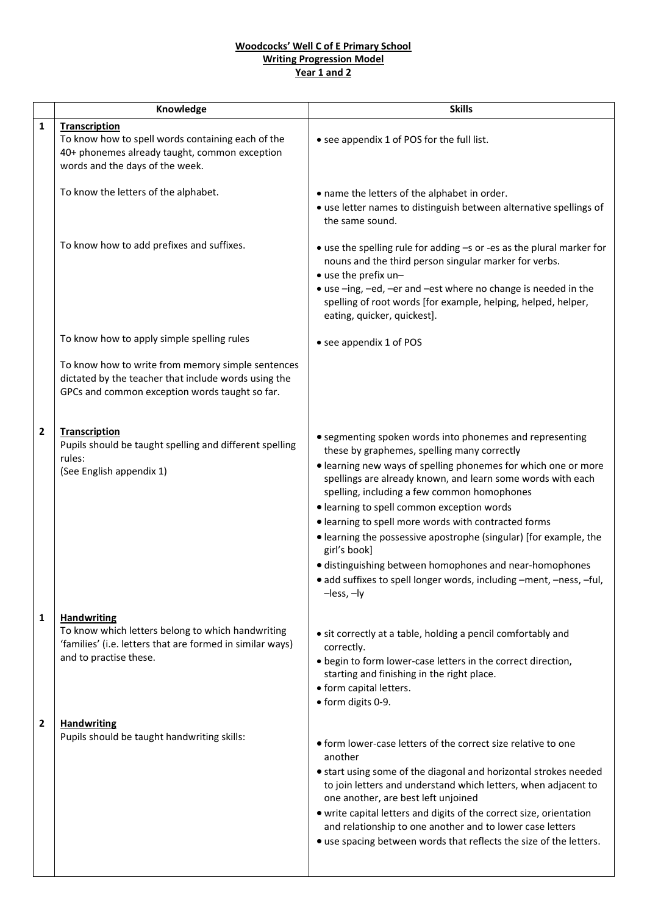**Woodcocks' Well C of E Primary School**
**Writing Progression Model**
**Year 1 and 2**

| | Knowledge | Skills |
|---|---|---|
| 1 | **Transcription**<br>To know how to spell words containing each of the 40+ phonemes already taught, common exception words and the days of the week. | • see appendix 1 of POS for the full list. |
| | To know the letters of the alphabet. | • name the letters of the alphabet in order.<br>• use letter names to distinguish between alternative spellings of the same sound. |
| | To know how to add prefixes and suffixes. | • use the spelling rule for adding –s or -es as the plural marker for nouns and the third person singular marker for verbs.<br>• use the prefix un–<br>• use –ing, –ed, –er and –est where no change is needed in the spelling of root words [for example, helping, helped, helper, eating, quicker, quickest]. |
| | To know how to apply simple spelling rules<br><br>To know how to write from memory simple sentences dictated by the teacher that include words using the GPCs and common exception words taught so far. | • see appendix 1 of POS |
| 2 | **Transcription**<br>Pupils should be taught spelling and different spelling rules:<br>(See English appendix 1) | • segmenting spoken words into phonemes and representing these by graphemes, spelling many correctly<br>• learning new ways of spelling phonemes for which one or more spellings are already known, and learn some words with each spelling, including a few common homophones<br>• learning to spell common exception words<br>• learning to spell more words with contracted forms<br>• learning the possessive apostrophe (singular) [for example, the girl's book]<br>• distinguishing between homophones and near-homophones<br>• add suffixes to spell longer words, including –ment, –ness, –ful, –less, –ly |
| 1 | **Handwriting**<br>To know which letters belong to which handwriting 'families' (i.e. letters that are formed in similar ways) and to practise these. | • sit correctly at a table, holding a pencil comfortably and correctly.<br>• begin to form lower-case letters in the correct direction, starting and finishing in the right place.<br>• form capital letters.<br>• form digits 0-9. |
| 2 | **Handwriting**<br>Pupils should be taught handwriting skills: | • form lower-case letters of the correct size relative to one another<br>• start using some of the diagonal and horizontal strokes needed to join letters and understand which letters, when adjacent to one another, are best left unjoined<br>• write capital letters and digits of the correct size, orientation and relationship to one another and to lower case letters<br>• use spacing between words that reflects the size of the letters. |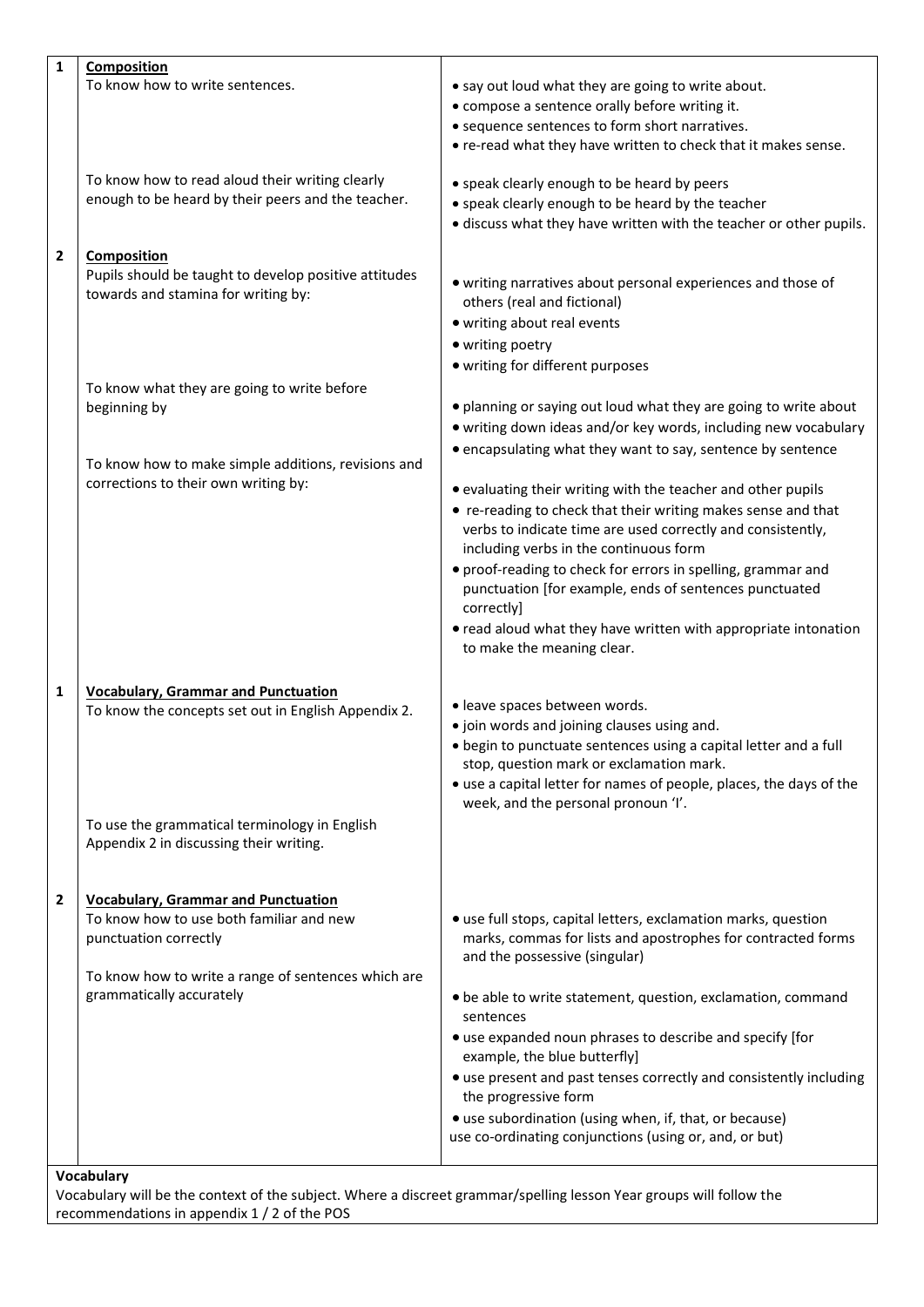| | | |
|---|---|---|
| 1 | **Composition**<br>To know how to write sentences.<br><br>To know how to read aloud their writing clearly enough to be heard by their peers and the teacher. | • say out loud what they are going to write about.<br>• compose a sentence orally before writing it.<br>• sequence sentences to form short narratives.<br>• re-read what they have written to check that it makes sense.<br><br>• speak clearly enough to be heard by peers<br>• speak clearly enough to be heard by the teacher<br>• discuss what they have written with the teacher or other pupils. |
| 2 | **Composition**<br>Pupils should be taught to develop positive attitudes towards and stamina for writing by:<br><br>To know what they are going to write before beginning by<br><br>To know how to make simple additions, revisions and corrections to their own writing by: | • writing narratives about personal experiences and those of others (real and fictional)<br>• writing about real events<br>• writing poetry<br>• writing for different purposes<br><br>• planning or saying out loud what they are going to write about<br>• writing down ideas and/or key words, including new vocabulary<br>• encapsulating what they want to say, sentence by sentence<br><br>• evaluating their writing with the teacher and other pupils<br>• re-reading to check that their writing makes sense and that verbs to indicate time are used correctly and consistently, including verbs in the continuous form<br>• proof-reading to check for errors in spelling, grammar and punctuation [for example, ends of sentences punctuated correctly]<br>• read aloud what they have written with appropriate intonation to make the meaning clear. |
| 1 | **Vocabulary, Grammar and Punctuation**<br>To know the concepts set out in English Appendix 2.<br><br>To use the grammatical terminology in English Appendix 2 in discussing their writing. | • leave spaces between words.<br>• join words and joining clauses using and.<br>• begin to punctuate sentences using a capital letter and a full stop, question mark or exclamation mark.<br>• use a capital letter for names of people, places, the days of the week, and the personal pronoun 'I'. |
| 2 | **Vocabulary, Grammar and Punctuation**<br>To know how to use both familiar and new punctuation correctly<br><br>To know how to write a range of sentences which are grammatically accurately | • use full stops, capital letters, exclamation marks, question marks, commas for lists and apostrophes for contracted forms and the possessive (singular)<br><br>• be able to write statement, question, exclamation, command sentences<br>• use expanded noun phrases to describe and specify [for example, the blue butterfly]<br>• use present and past tenses correctly and consistently including the progressive form<br>• use subordination (using when, if, that, or because)<br>use co-ordinating conjunctions (using or, and, or but) |
| **Vocabulary**<br>Vocabulary will be the context of the subject. Where a discreet grammar/spelling lesson Year groups will follow the recommendations in appendix 1 / 2 of the POS | | |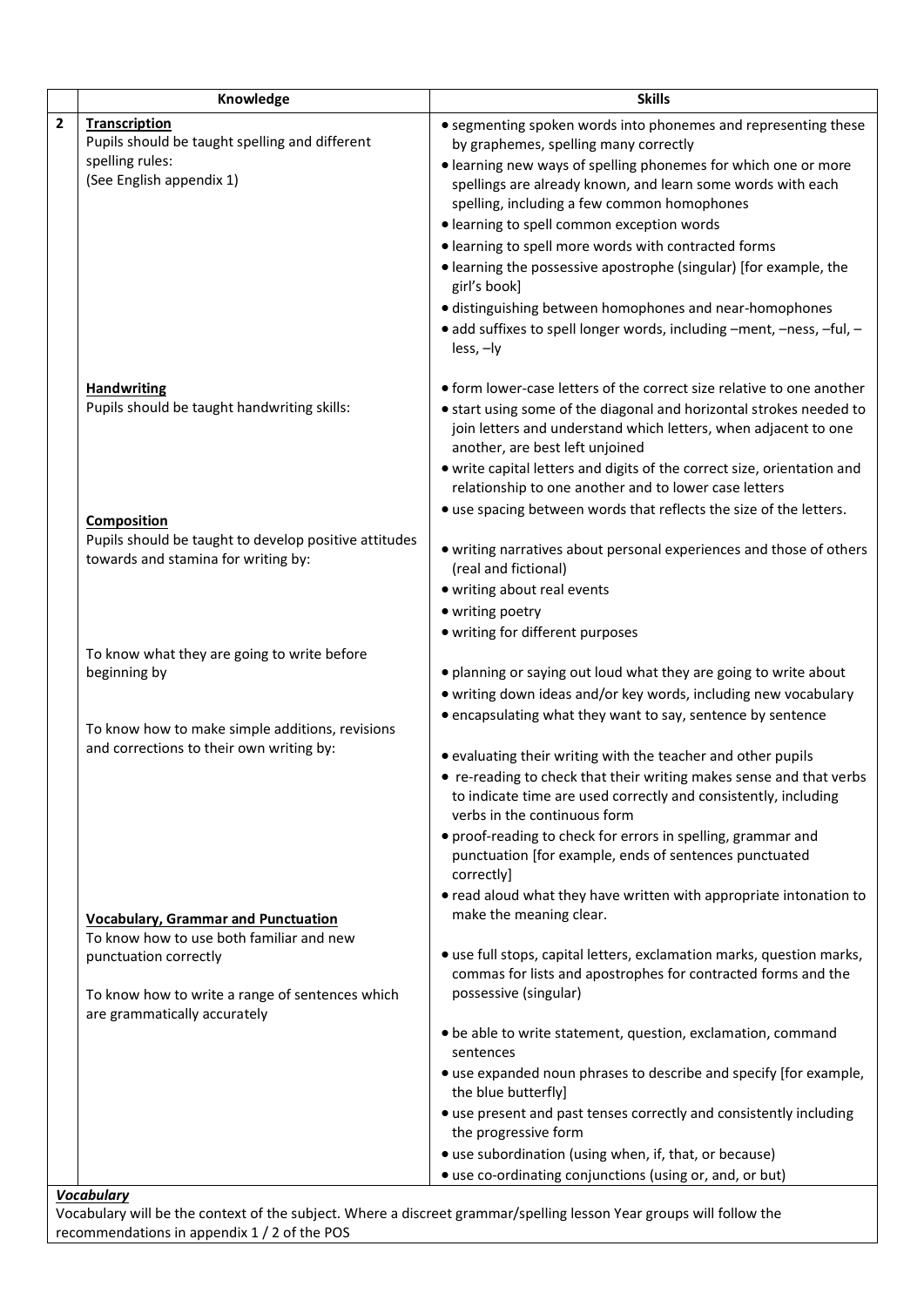| | Knowledge | Skills |
|---|---|---|
| 2 | **Transcription**<br>Pupils should be taught spelling and different spelling rules:<br>(See English appendix 1) | • segmenting spoken words into phonemes and representing these by graphemes, spelling many correctly<br>• learning new ways of spelling phonemes for which one or more spellings are already known, and learn some words with each spelling, including a few common homophones<br>• learning to spell common exception words<br>• learning to spell more words with contracted forms<br>• learning the possessive apostrophe (singular) [for example, the girl's book]<br>• distinguishing between homophones and near-homophones<br>• add suffixes to spell longer words, including –ment, –ness, –ful, –less, –ly |
| | **Handwriting**<br>Pupils should be taught handwriting skills: | • form lower-case letters of the correct size relative to one another<br>• start using some of the diagonal and horizontal strokes needed to join letters and understand which letters, when adjacent to one another, are best left unjoined<br>• write capital letters and digits of the correct size, orientation and relationship to one another and to lower case letters<br>• use spacing between words that reflects the size of the letters. |
| | **Composition**<br>Pupils should be taught to develop positive attitudes towards and stamina for writing by: | • writing narratives about personal experiences and those of others (real and fictional)<br>• writing about real events<br>• writing poetry<br>• writing for different purposes |
| | To know what they are going to write before beginning by | • planning or saying out loud what they are going to write about<br>• writing down ideas and/or key words, including new vocabulary<br>• encapsulating what they want to say, sentence by sentence |
| | To know how to make simple additions, revisions and corrections to their own writing by: | • evaluating their writing with the teacher and other pupils<br>• re-reading to check that their writing makes sense and that verbs to indicate time are used correctly and consistently, including verbs in the continuous form<br>• proof-reading to check for errors in spelling, grammar and punctuation [for example, ends of sentences punctuated correctly]<br>• read aloud what they have written with appropriate intonation to make the meaning clear. |
| | **Vocabulary, Grammar and Punctuation**<br>To know how to use both familiar and new punctuation correctly | • use full stops, capital letters, exclamation marks, question marks, commas for lists and apostrophes for contracted forms and the possessive (singular) |
| | To know how to write a range of sentences which are grammatically accurately | • be able to write statement, question, exclamation, command sentences<br>• use expanded noun phrases to describe and specify [for example, the blue butterfly]<br>• use present and past tenses correctly and consistently including the progressive form<br>• use subordination (using when, if, that, or because)<br>• use co-ordinating conjunctions (using or, and, or but) |

***Vocabulary***
Vocabulary will be the context of the subject. Where a discreet grammar/spelling lesson Year groups will follow the recommendations in appendix 1 / 2 of the POS